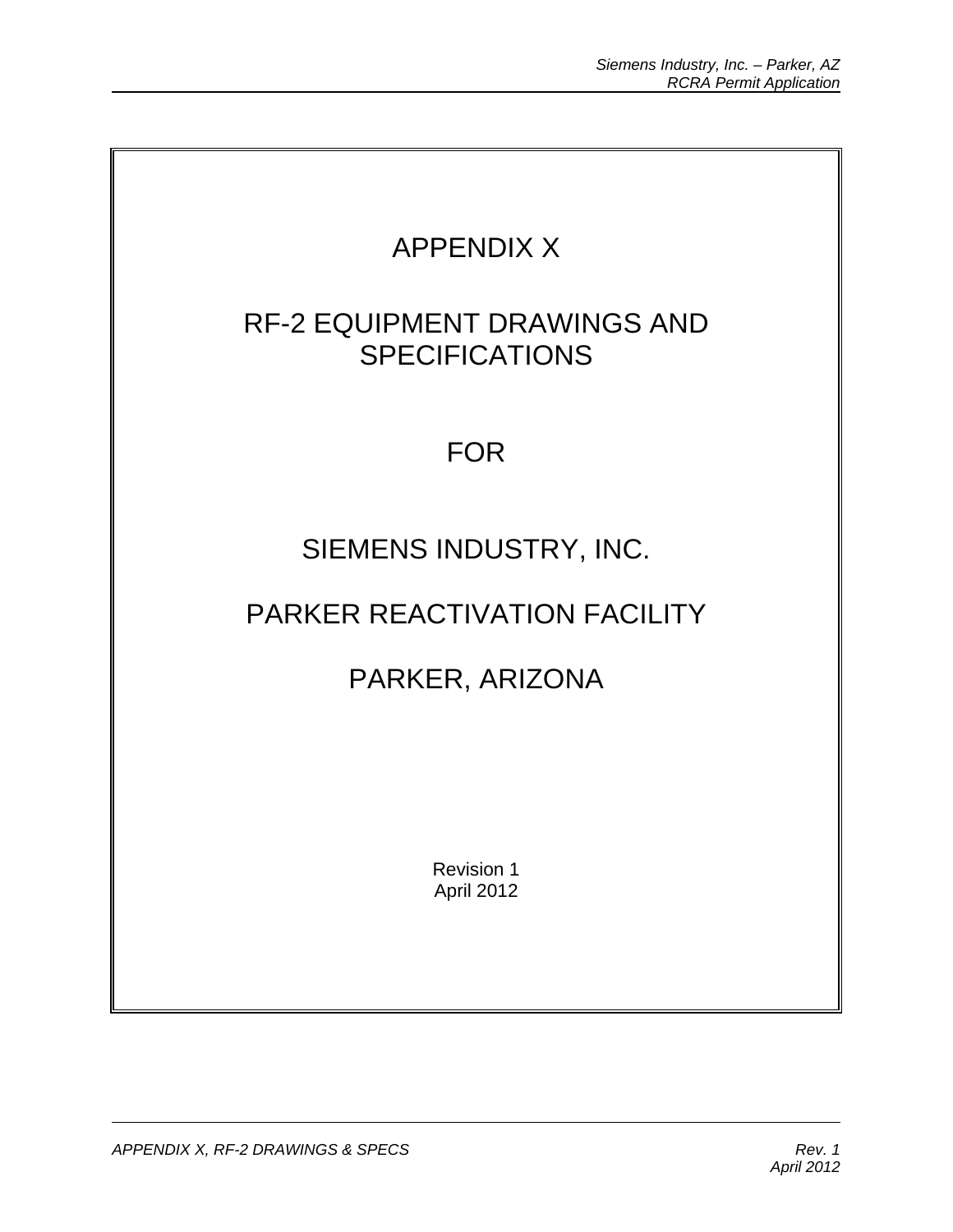# APPENDIX X

# RF-2 EQUIPMENT DRAWINGS AND SPECIFICATIONS

FOR

SIEMENS INDUSTRY, INC.

PARKER REACTIVATION FACILITY

PARKER, ARIZONA

Revision 1
April 2012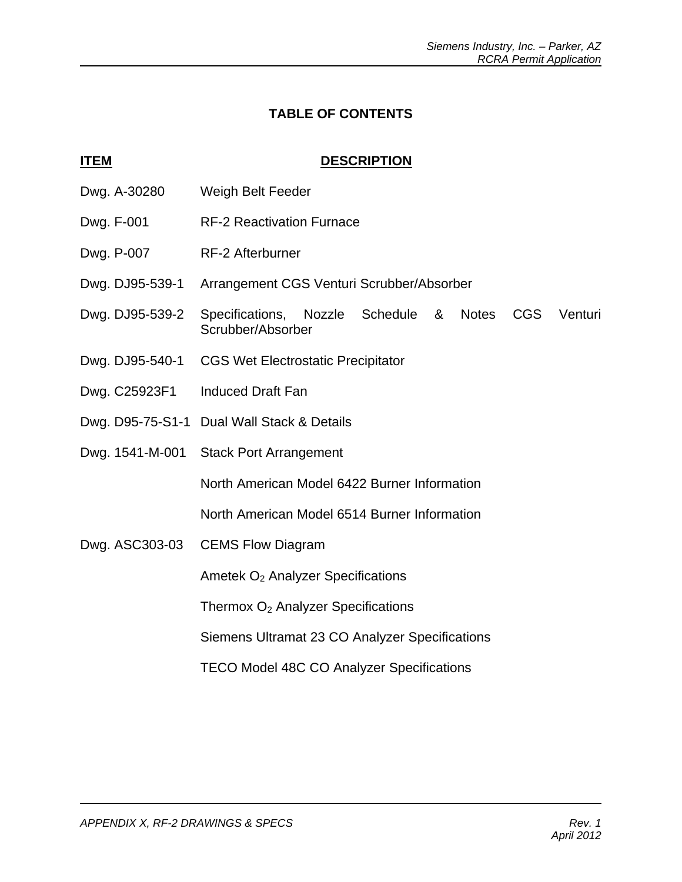# TABLE OF CONTENTS

| ITEM | DESCRIPTION |
| --- | --- |
| Dwg. A-30280 | Weigh Belt Feeder |
| Dwg. F-001 | RF-2 Reactivation Furnace |
| Dwg. P-007 | RF-2 Afterburner |
| Dwg. DJ95-539-1 | Arrangement CGS Venturi Scrubber/Absorber |
| Dwg. DJ95-539-2 | Specifications, Nozzle Schedule & Notes CGS Venturi Scrubber/Absorber |
| Dwg. DJ95-540-1 | CGS Wet Electrostatic Precipitator |
| Dwg. C25923F1 | Induced Draft Fan |
| Dwg. D95-75-S1-1 | Dual Wall Stack & Details |
| Dwg. 1541-M-001 | Stack Port Arrangement |
| | North American Model 6422 Burner Information |
| | North American Model 6514 Burner Information |
| Dwg. ASC303-03 | CEMS Flow Diagram |
| | Ametek $O_2$ Analyzer Specifications |
| | Thermox $O_2$ Analyzer Specifications |
| | Siemens Ultramat 23 CO Analyzer Specifications |
| | TECO Model 48C CO Analyzer Specifications |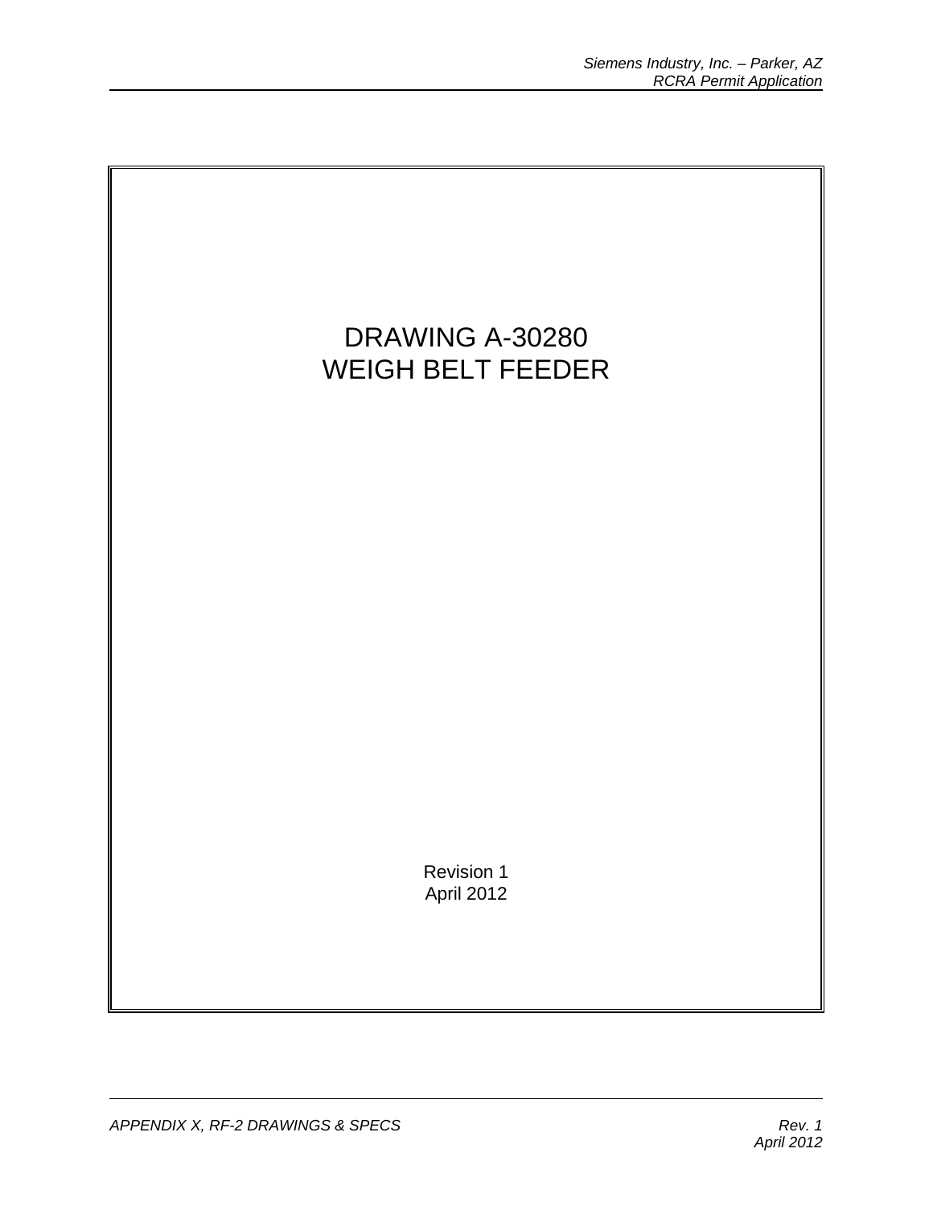# DRAWING A-30280
# WEIGH BELT FEEDER

Revision 1
April 2012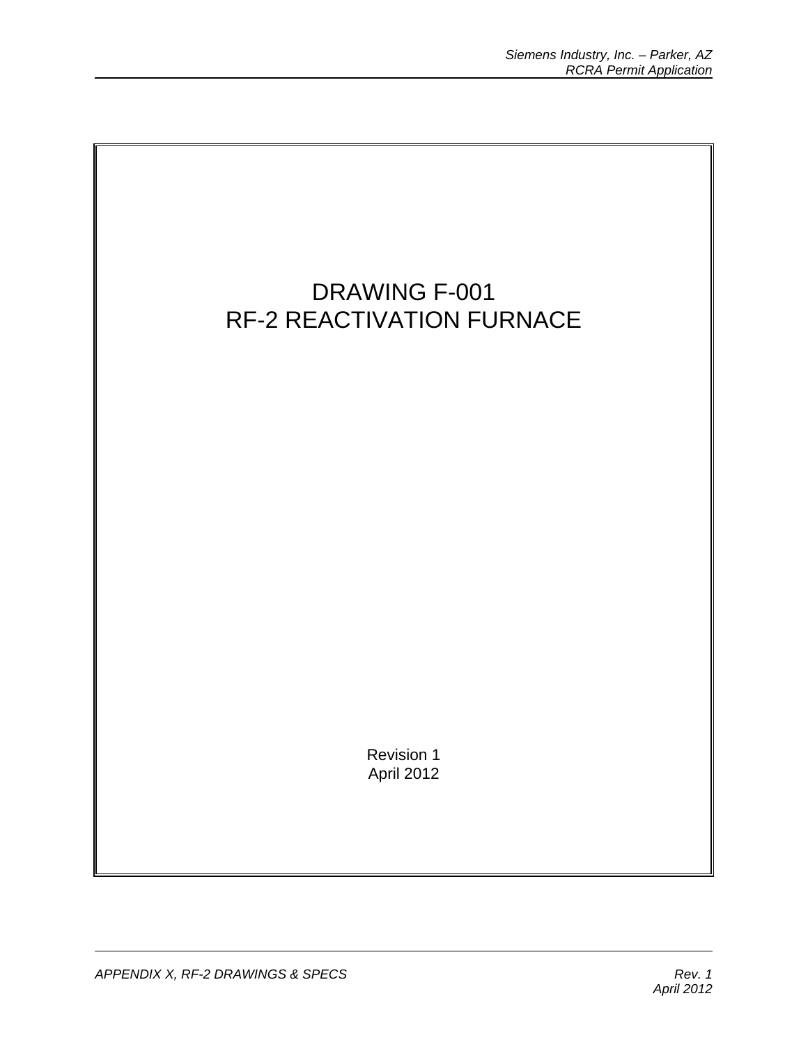# DRAWING F-001
# RF-2 REACTIVATION FURNACE

Revision 1
April 2012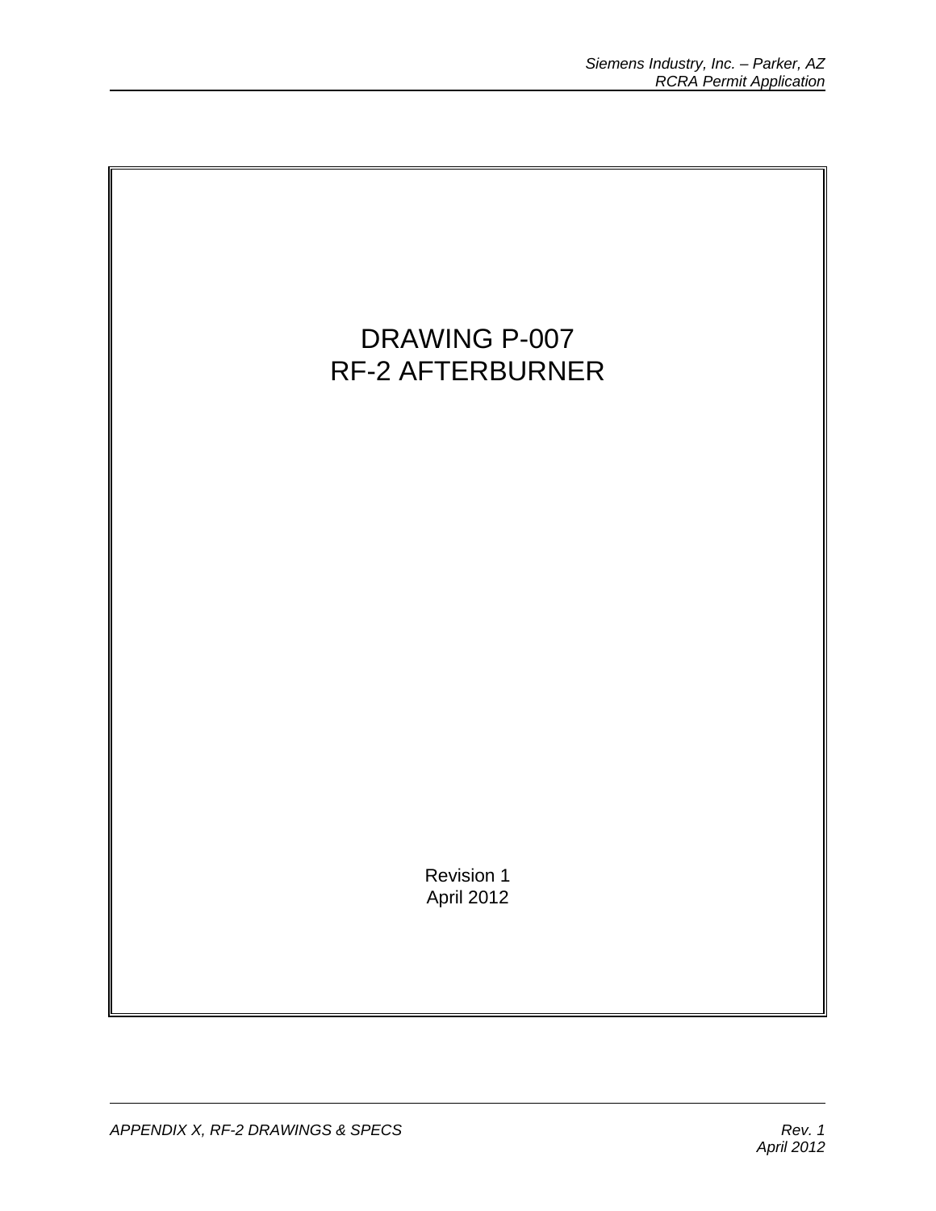# DRAWING P-007
# RF-2 AFTERBURNER

Revision 1
April 2012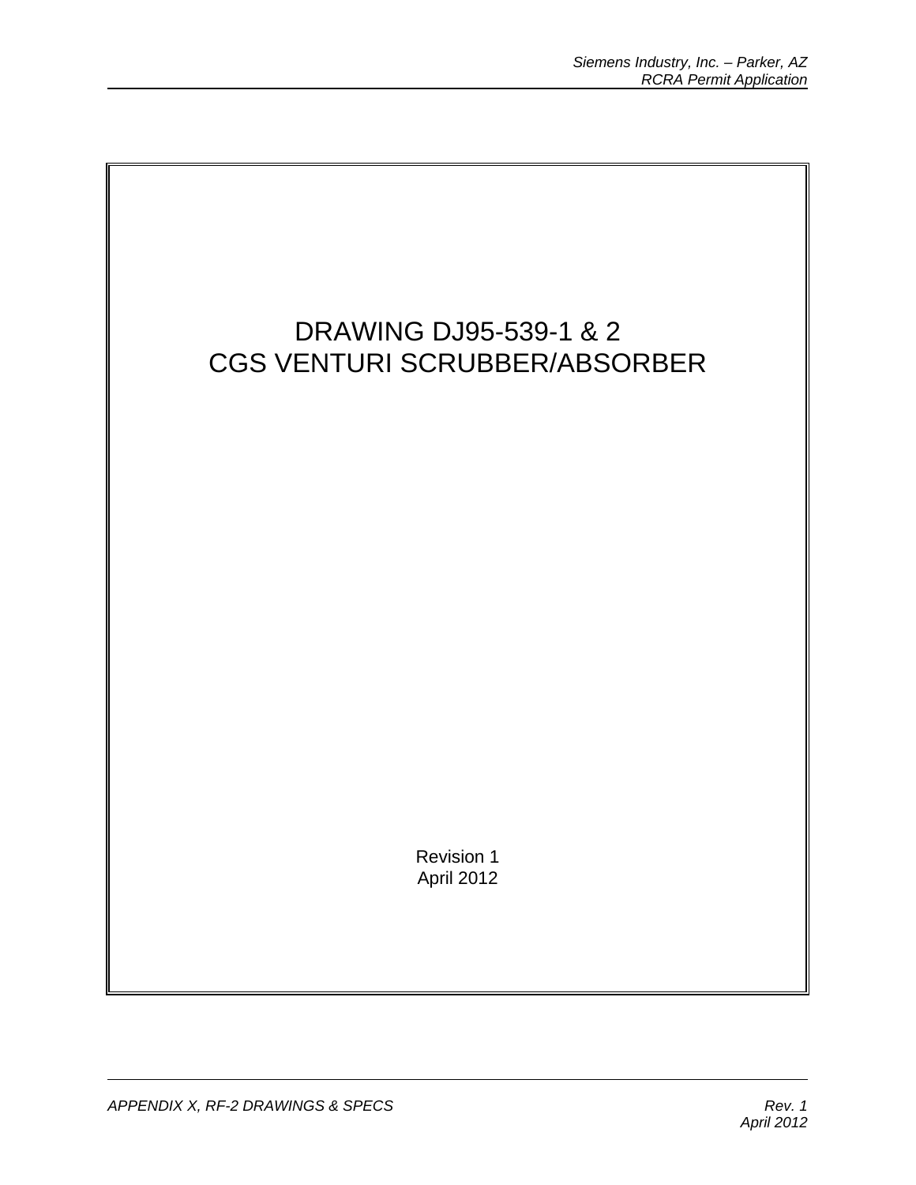# DRAWING DJ95-539-1 & 2
# CGS VENTURI SCRUBBER/ABSORBER

Revision 1
April 2012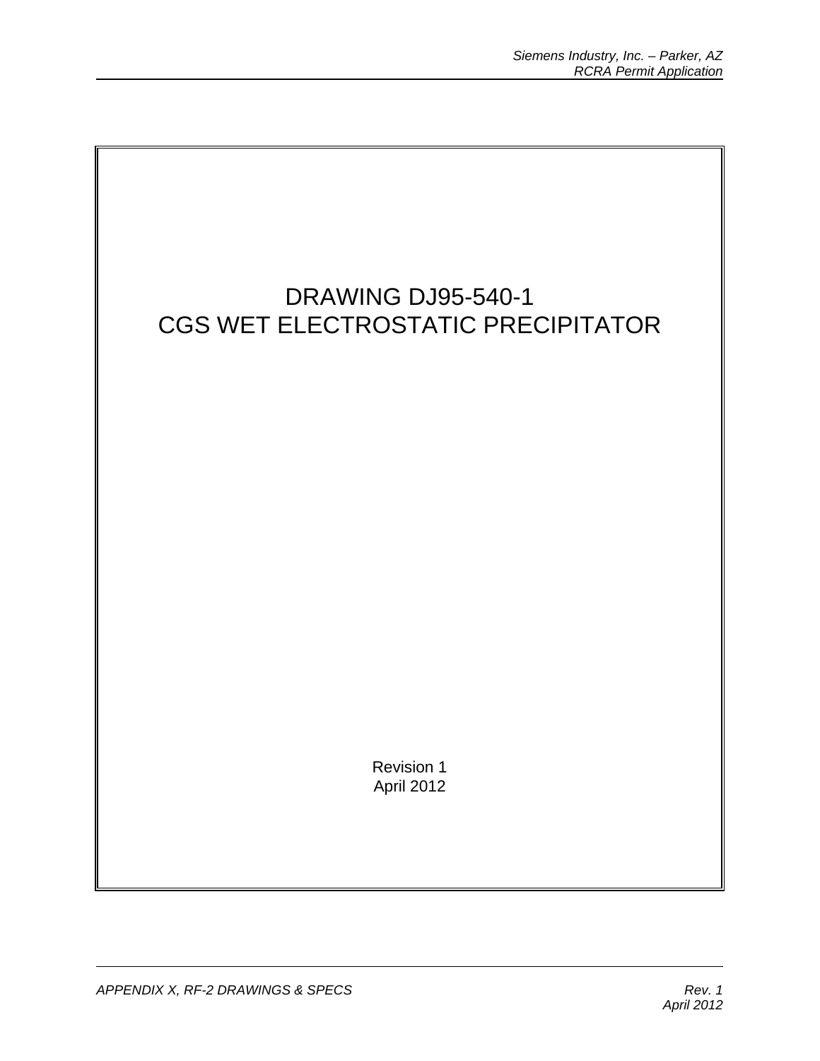# DRAWING DJ95-540-1
# CGS WET ELECTROSTATIC PRECIPITATOR

Revision 1
April 2012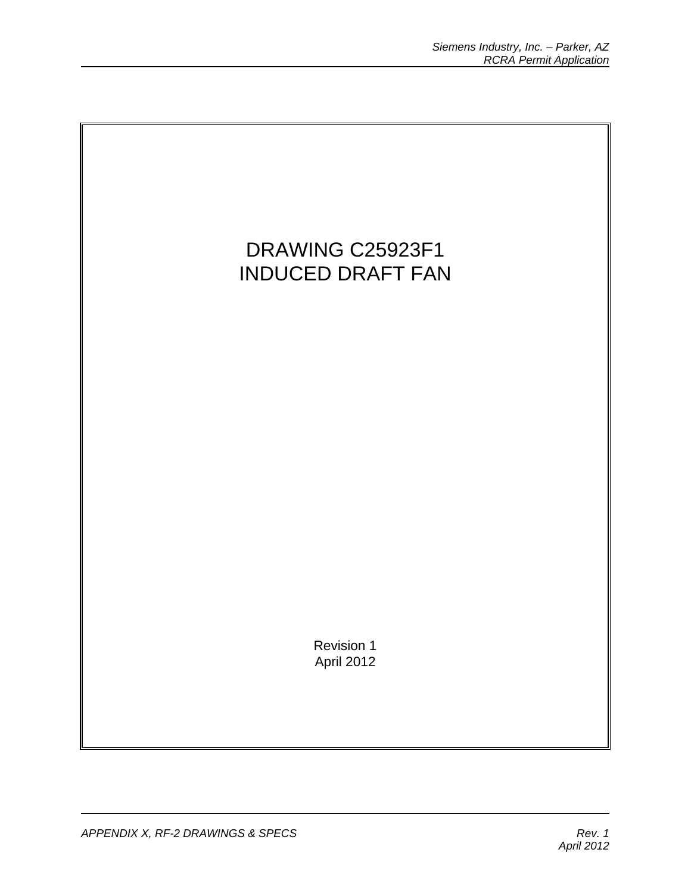# DRAWING C25923F1
# INDUCED DRAFT FAN

Revision 1
April 2012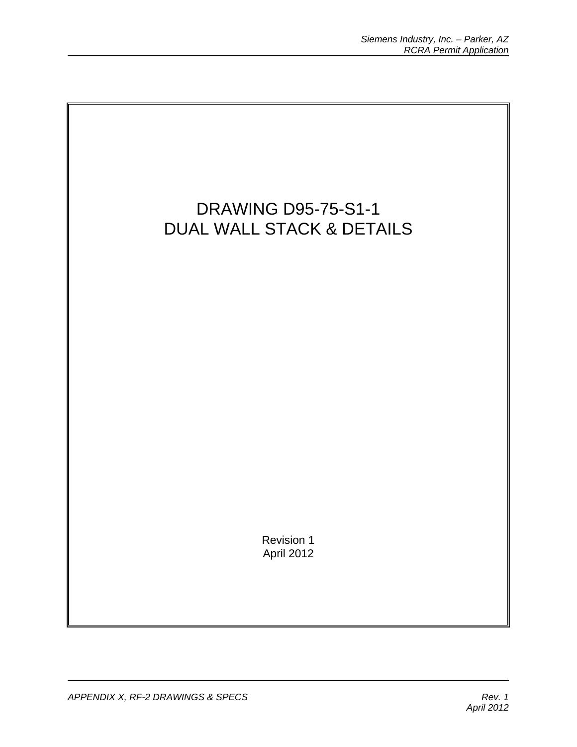# DRAWING D95-75-S1-1
# DUAL WALL STACK & DETAILS

Revision 1
April 2012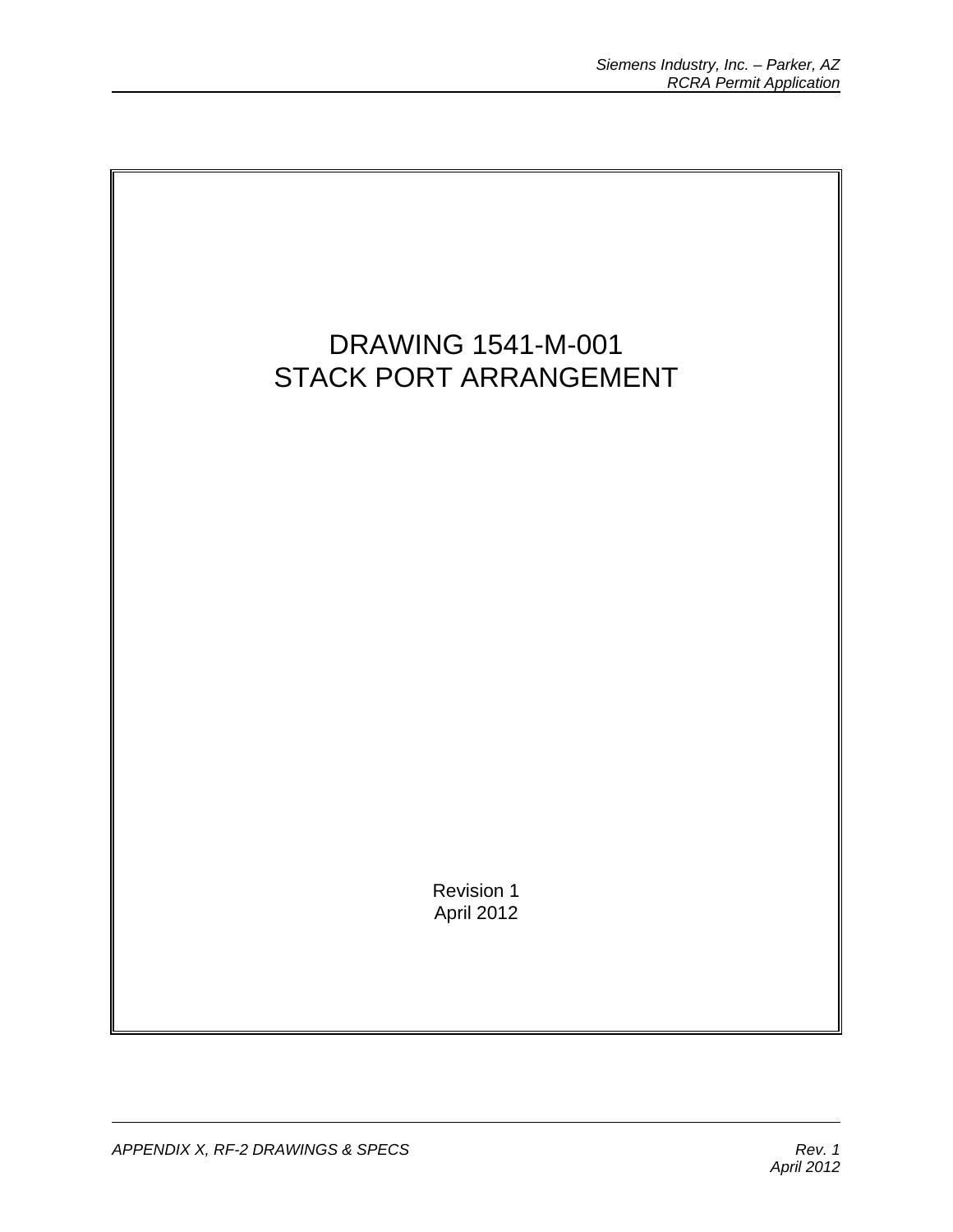# DRAWING 1541-M-001
# STACK PORT ARRANGEMENT

Revision 1
April 2012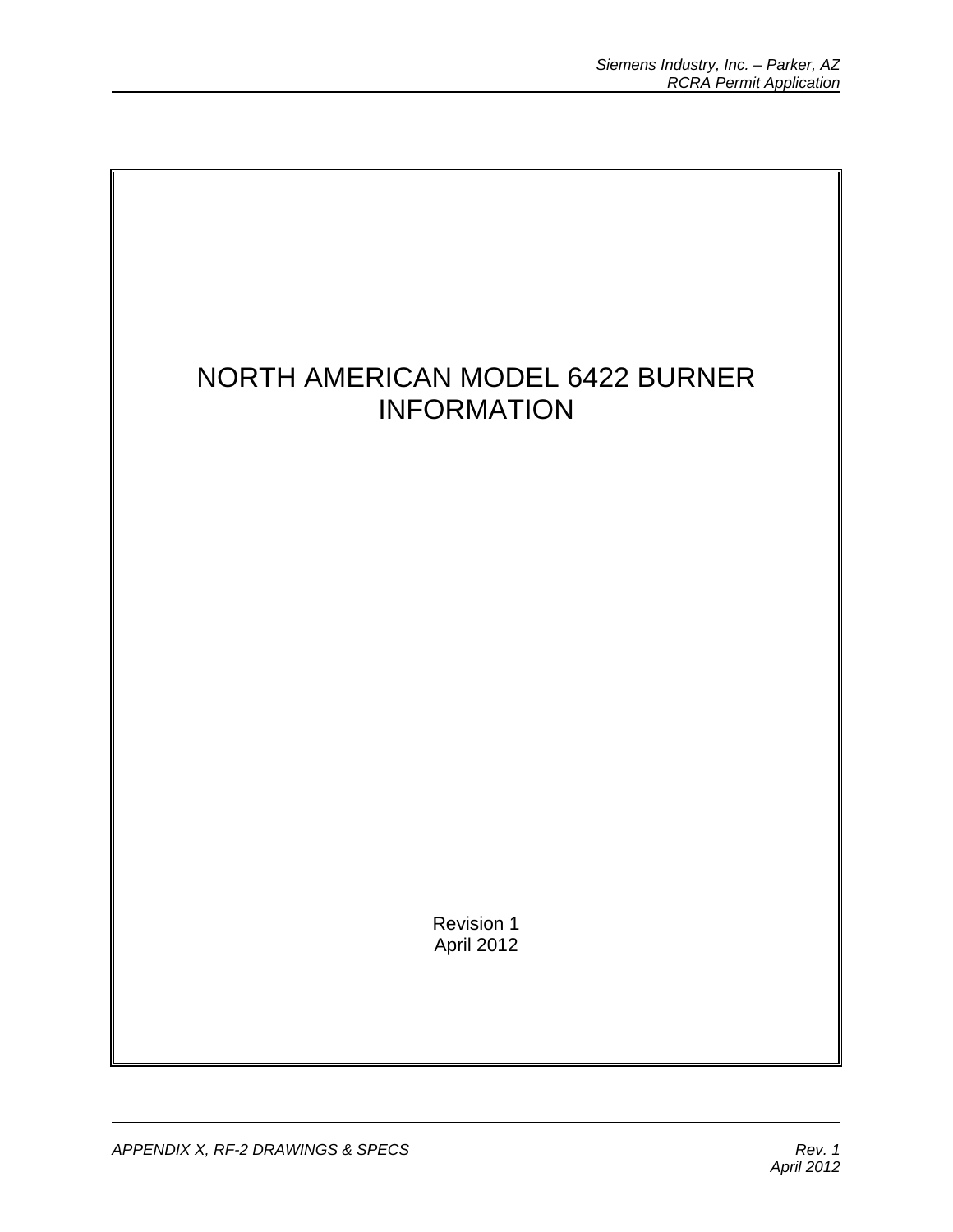# NORTH AMERICAN MODEL 6422 BURNER INFORMATION

Revision 1
April 2012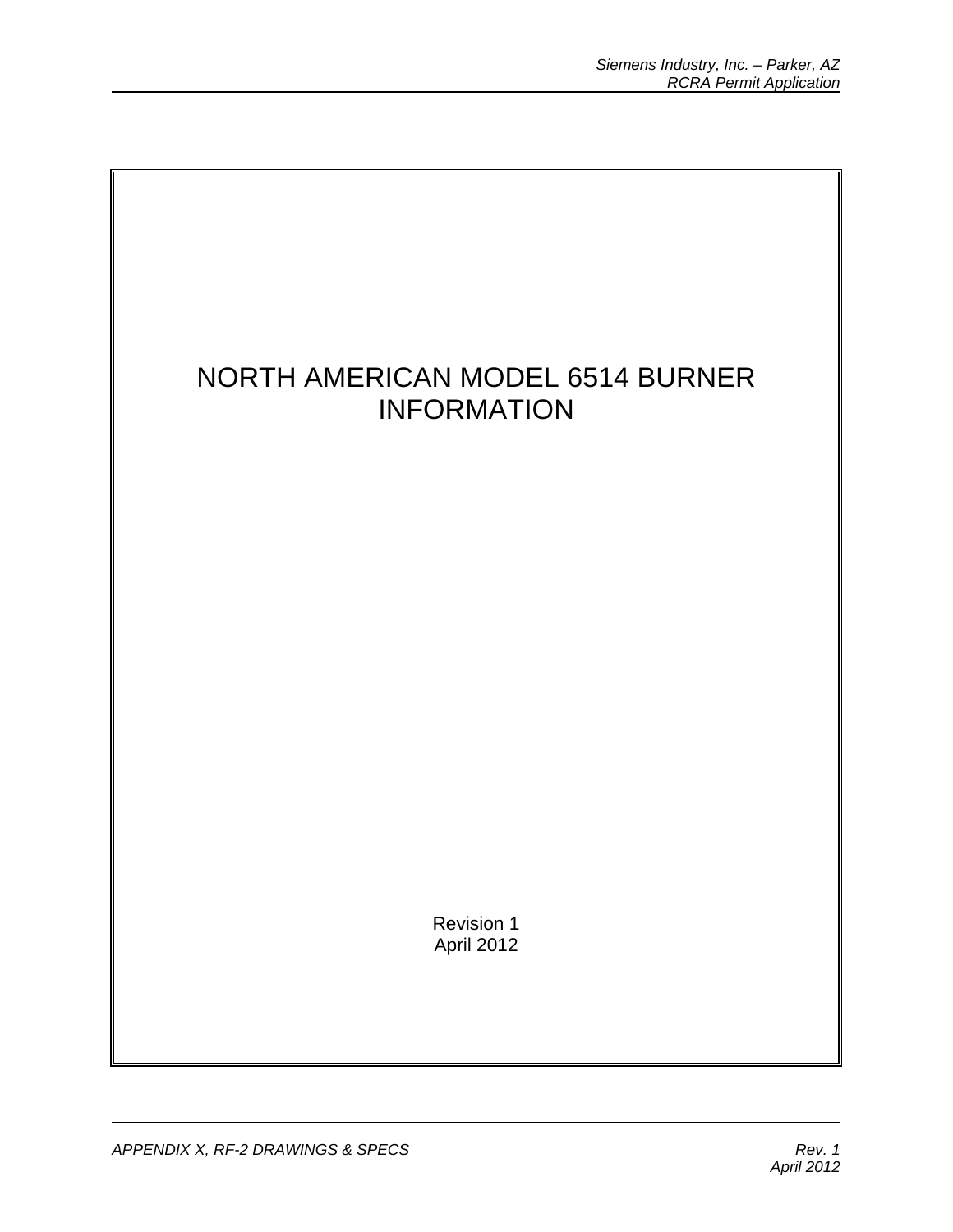# NORTH AMERICAN MODEL 6514 BURNER INFORMATION

Revision 1
April 2012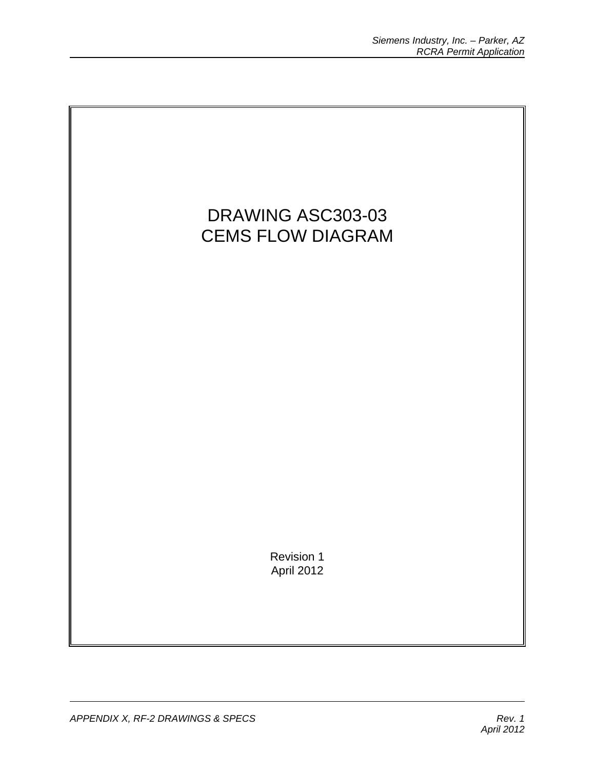# DRAWING ASC303-03
# CEMS FLOW DIAGRAM

Revision 1
April 2012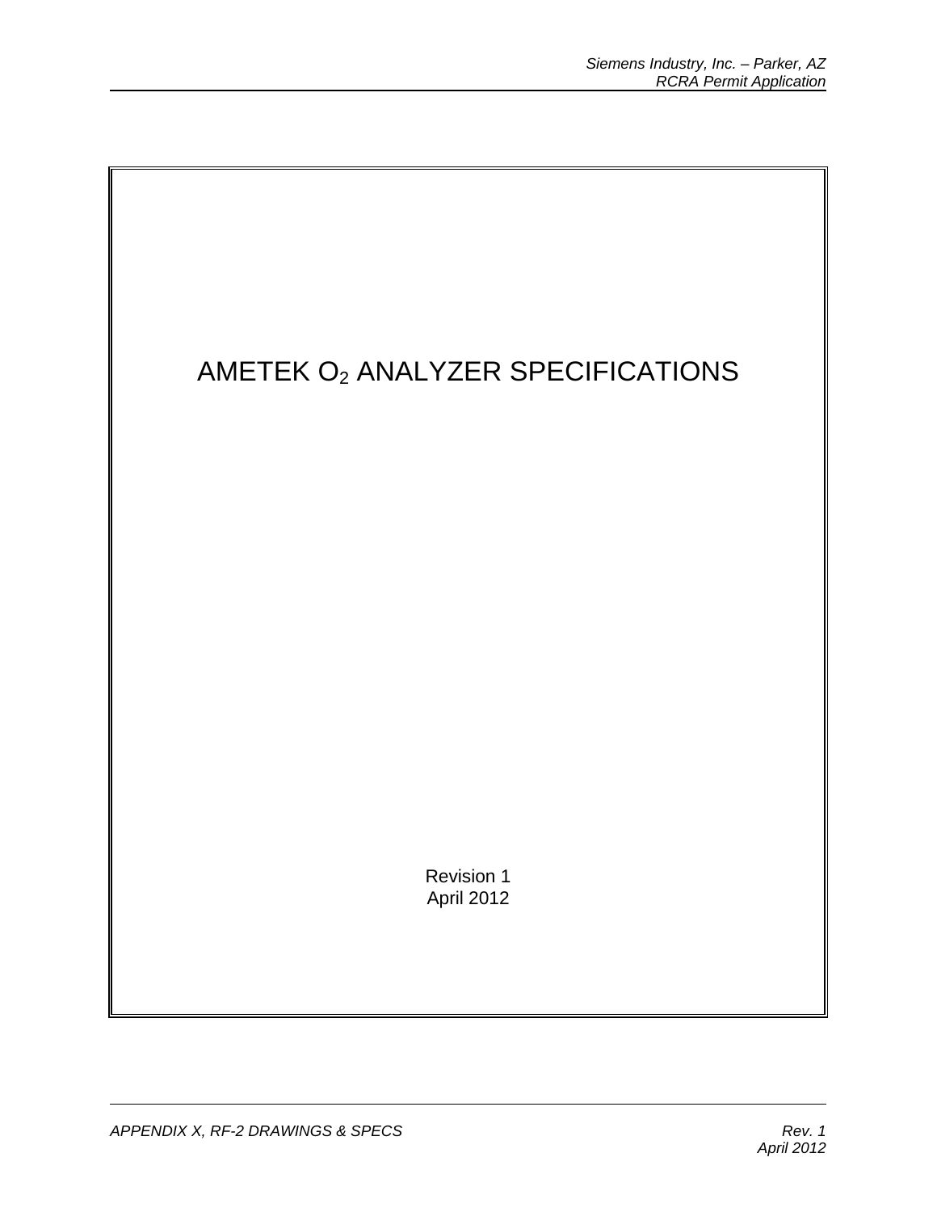# AMETEK $O_2$ ANALYZER SPECIFICATIONS

Revision 1
April 2012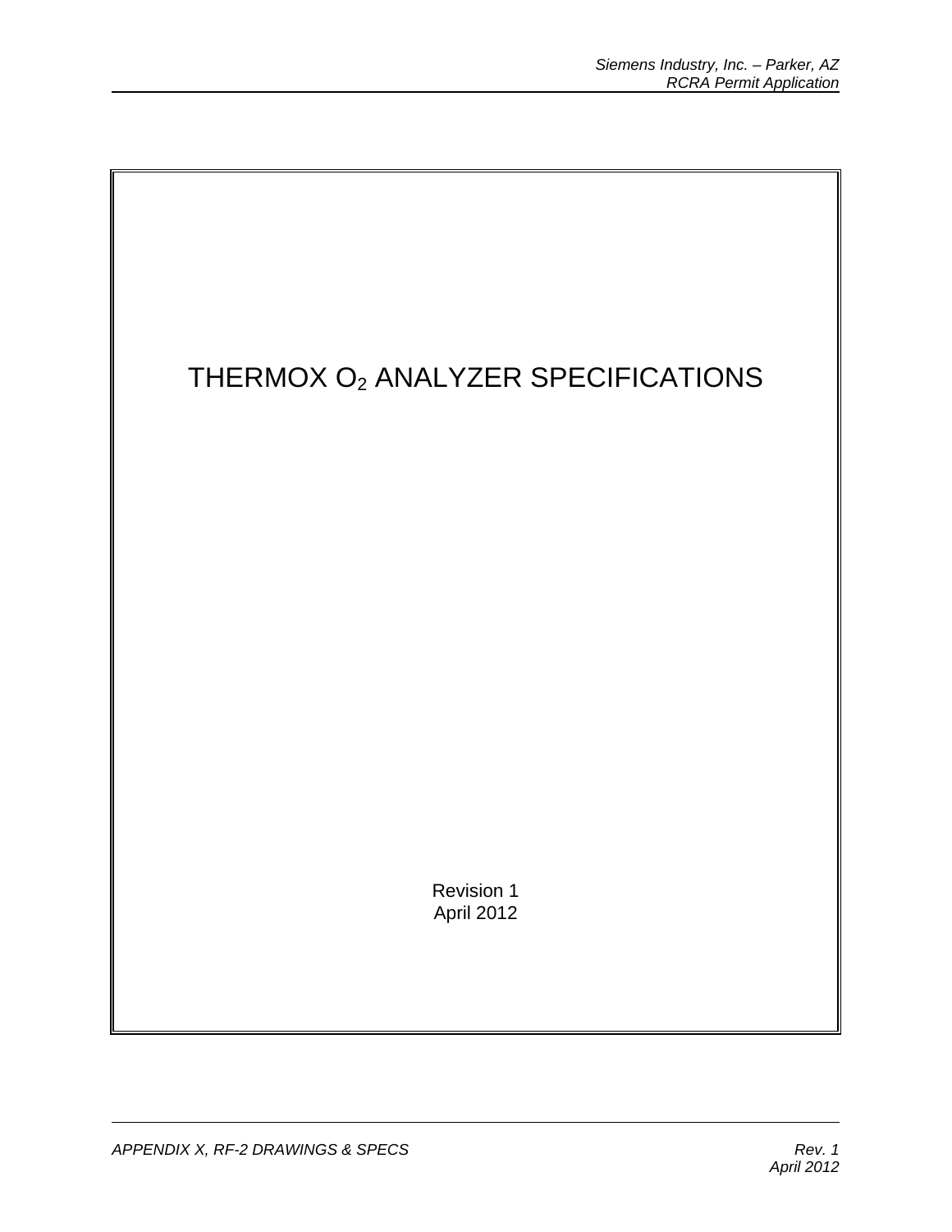# THERMOX $O_2$ ANALYZER SPECIFICATIONS

Revision 1
April 2012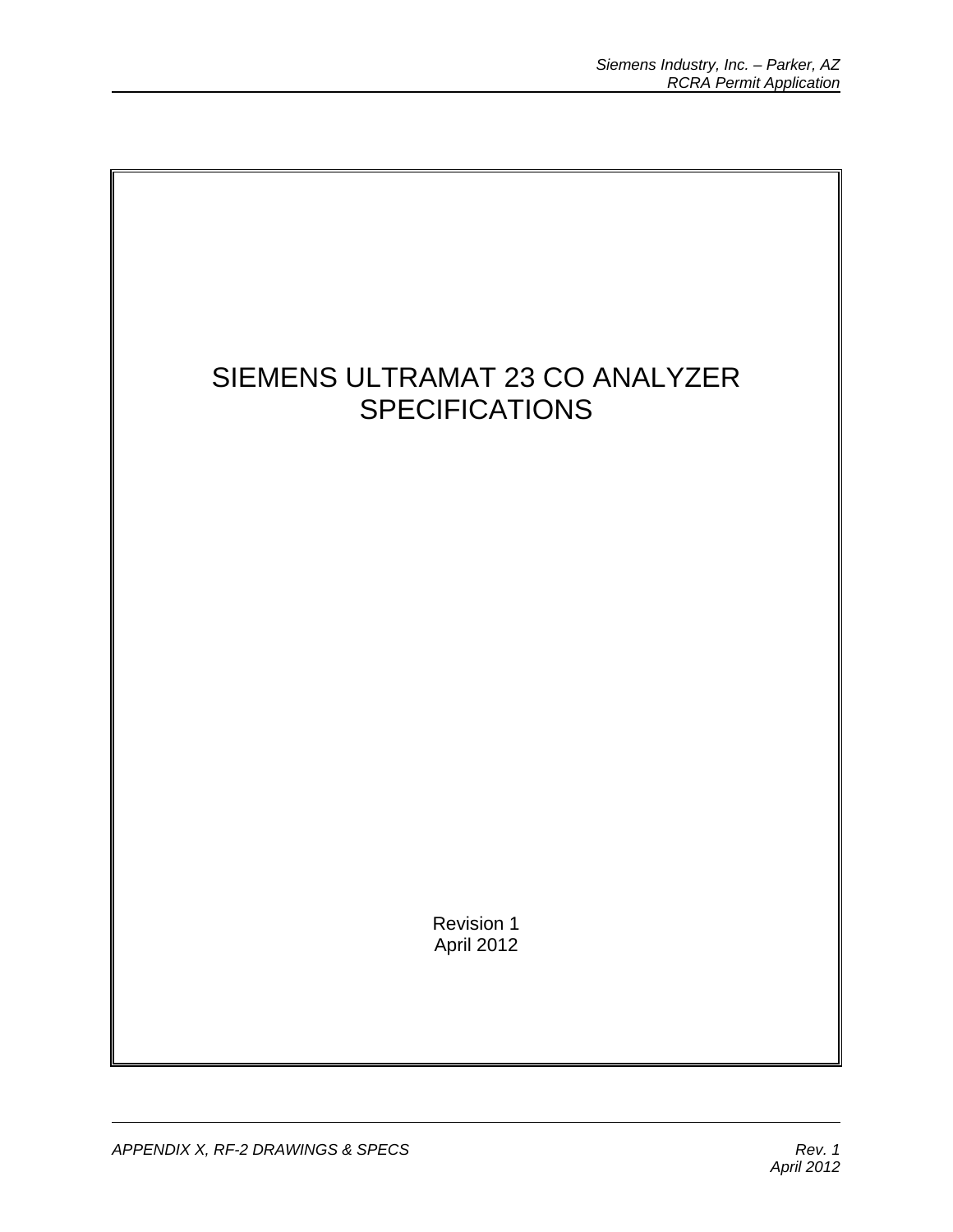# SIEMENS ULTRAMAT 23 CO ANALYZER SPECIFICATIONS

Revision 1
April 2012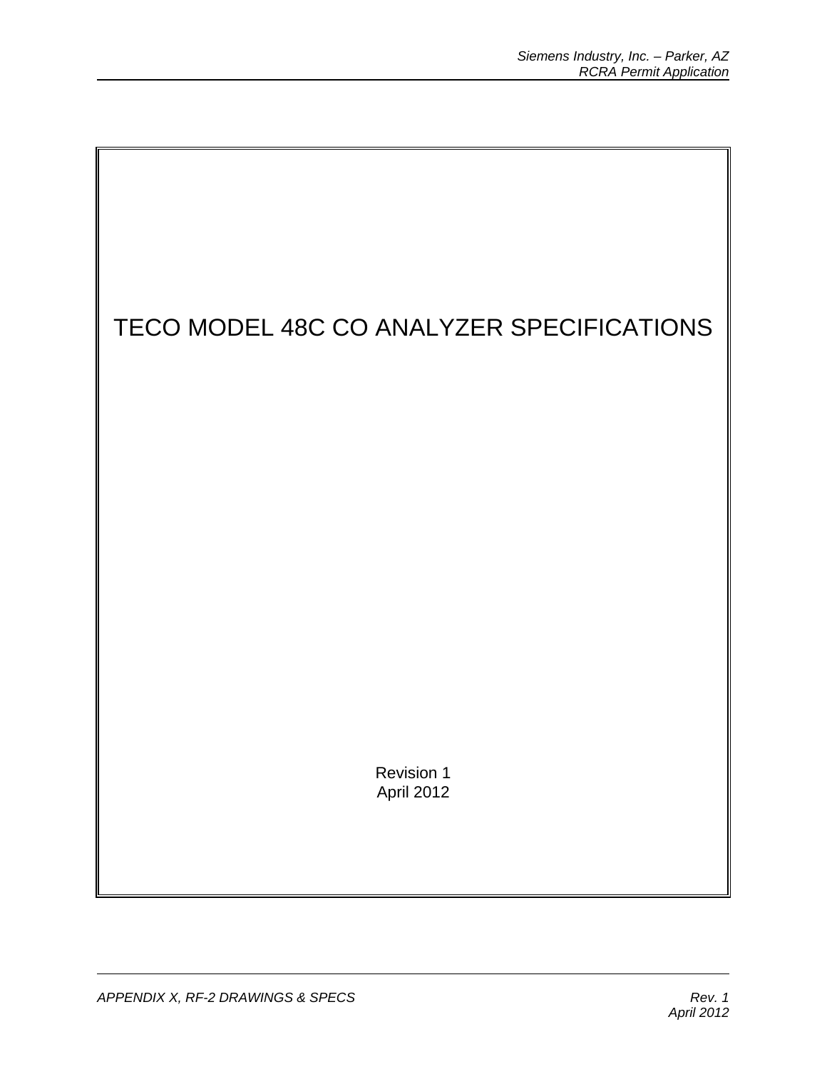# TECO MODEL 48C CO ANALYZER SPECIFICATIONS

Revision 1
April 2012